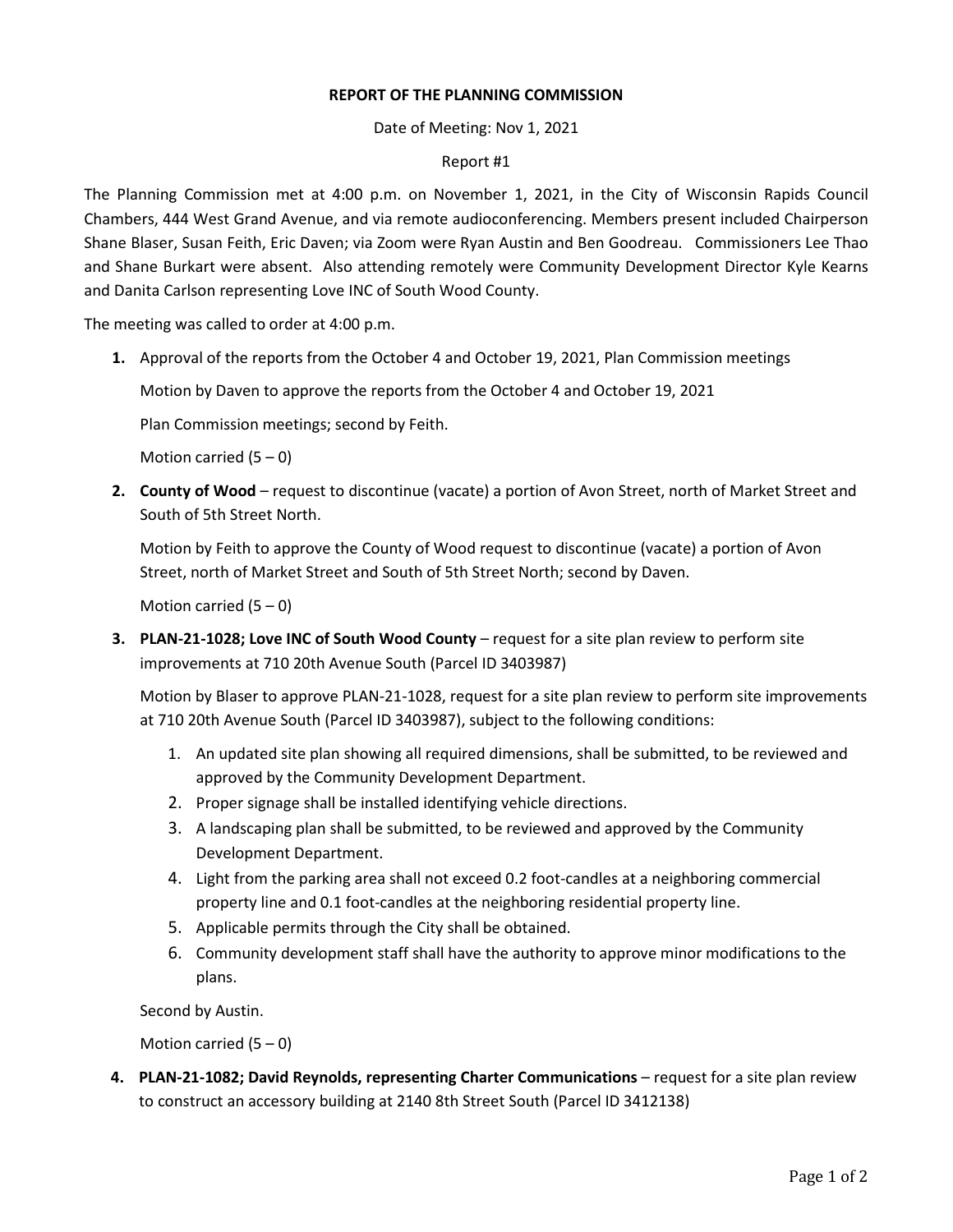**REPORT OF THE PLANNING COMMISSION**

Date of Meeting: Nov 1, 2021

Report #1

The Planning Commission met at 4:00 p.m. on November 1, 2021, in the City of Wisconsin Rapids Council Chambers, 444 West Grand Avenue, and via remote audioconferencing. Members present included Chairperson Shane Blaser, Susan Feith, Eric Daven; via Zoom were Ryan Austin and Ben Goodreau. Commissioners Lee Thao and Shane Burkart were absent. Also attending remotely were Community Development Director Kyle Kearns and Danita Carlson representing Love INC of South Wood County.

The meeting was called to order at 4:00 p.m.

1. Approval of the reports from the October 4 and October 19, 2021, Plan Commission meetings

   Motion by Daven to approve the reports from the October 4 and October 19, 2021

   Plan Commission meetings; second by Feith.

   Motion carried (5 – 0)

2. **County of Wood** – request to discontinue (vacate) a portion of Avon Street, north of Market Street and South of 5th Street North.

   Motion by Feith to approve the County of Wood request to discontinue (vacate) a portion of Avon Street, north of Market Street and South of 5th Street North; second by Daven.

   Motion carried (5 – 0)

3. **PLAN-21-1028; Love INC of South Wood County** – request for a site plan review to perform site improvements at 710 20th Avenue South (Parcel ID 3403987)

   Motion by Blaser to approve PLAN-21-1028, request for a site plan review to perform site improvements at 710 20th Avenue South (Parcel ID 3403987), subject to the following conditions:

   1. An updated site plan showing all required dimensions, shall be submitted, to be reviewed and approved by the Community Development Department.
   2. Proper signage shall be installed identifying vehicle directions.
   3. A landscaping plan shall be submitted, to be reviewed and approved by the Community Development Department.
   4. Light from the parking area shall not exceed 0.2 foot-candles at a neighboring commercial property line and 0.1 foot-candles at the neighboring residential property line.
   5. Applicable permits through the City shall be obtained.
   6. Community development staff shall have the authority to approve minor modifications to the plans.

   Second by Austin.

   Motion carried (5 – 0)

4. **PLAN-21-1082; David Reynolds, representing Charter Communications** – request for a site plan review to construct an accessory building at 2140 8th Street South (Parcel ID 3412138)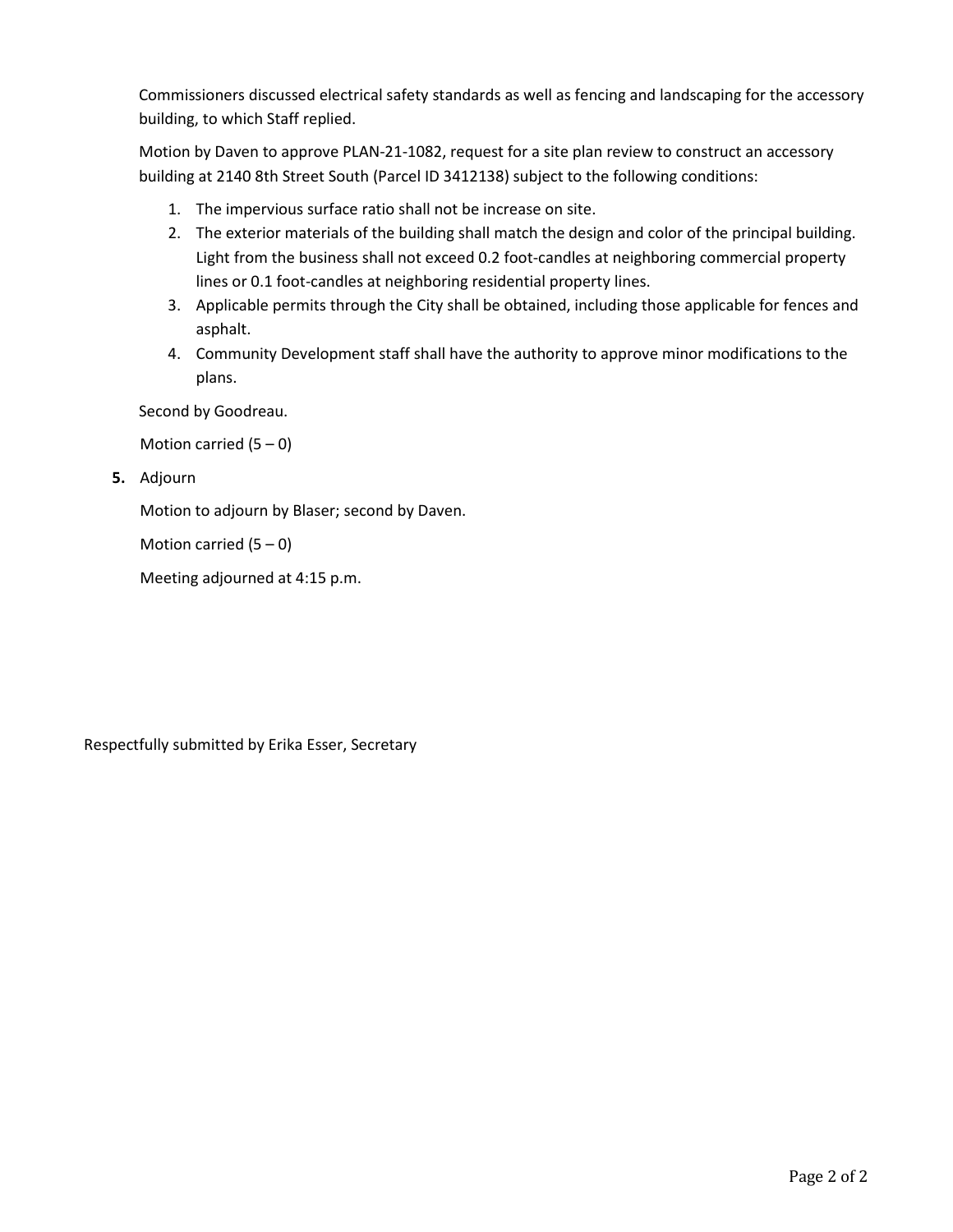Commissioners discussed electrical safety standards as well as fencing and landscaping for the accessory building, to which Staff replied.

Motion by Daven to approve PLAN-21-1082, request for a site plan review to construct an accessory building at 2140 8th Street South (Parcel ID 3412138) subject to the following conditions:

1. The impervious surface ratio shall not be increase on site.
2. The exterior materials of the building shall match the design and color of the principal building. Light from the business shall not exceed 0.2 foot-candles at neighboring commercial property lines or 0.1 foot-candles at neighboring residential property lines.
3. Applicable permits through the City shall be obtained, including those applicable for fences and asphalt.
4. Community Development staff shall have the authority to approve minor modifications to the plans.

Second by Goodreau.

Motion carried (5 – 0)

**5.** Adjourn

Motion to adjourn by Blaser; second by Daven.

Motion carried (5 – 0)

Meeting adjourned at 4:15 p.m.

Respectfully submitted by Erika Esser, Secretary